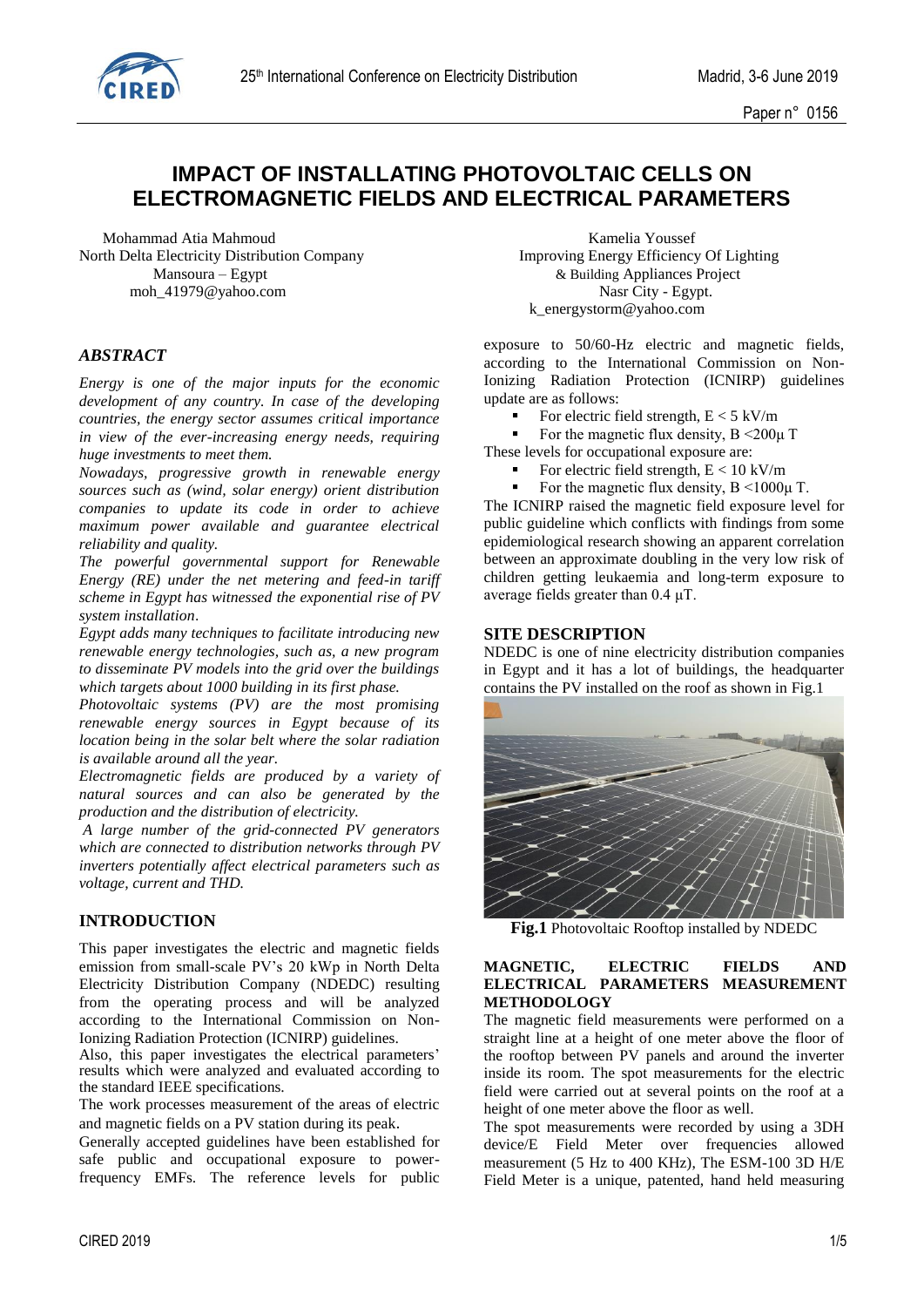# IMPACT OF INSTALLATING PHOTOVOLTAIC CELLS ON ELECTROMAGNETIC FIELDS AND ELECTRICAL PARAMETERS

Mohammad Atia Mahmoud
North Delta Electricity Distribution Company
Mansoura – Egypt
moh_41979@yahoo.com

Kamelia Youssef
Improving Energy Efficiency Of Lighting & Building Appliances Project
Nasr City - Egypt.
k_energystorm@yahoo.com

## ABSTRACT

*Energy is one of the major inputs for the economic development of any country. In case of the developing countries, the energy sector assumes critical importance in view of the ever-increasing energy needs, requiring huge investments to meet them.*

*Nowadays, progressive growth in renewable energy sources such as (wind, solar energy) orient distribution companies to update its code in order to achieve maximum power available and guarantee electrical reliability and quality.*

*The powerful governmental support for Renewable Energy (RE) under the net metering and feed-in tariff scheme in Egypt has witnessed the exponential rise of PV system installation.*

*Egypt adds many techniques to facilitate introducing new renewable energy technologies, such as, a new program to disseminate PV models into the grid over the buildings which targets about 1000 building in its first phase.*

*Photovoltaic systems (PV) are the most promising renewable energy sources in Egypt because of its location being in the solar belt where the solar radiation is available around all the year.*

*Electromagnetic fields are produced by a variety of natural sources and can also be generated by the production and the distribution of electricity.*

*A large number of the grid-connected PV generators which are connected to distribution networks through PV inverters potentially affect electrical parameters such as voltage, current and THD.*

## INTRODUCTION

This paper investigates the electric and magnetic fields emission from small-scale PV's 20 kWp in North Delta Electricity Distribution Company (NDEDC) resulting from the operating process and will be analyzed according to the International Commission on Non-Ionizing Radiation Protection (ICNIRP) guidelines.

Also, this paper investigates the electrical parameters' results which were analyzed and evaluated according to the standard IEEE specifications.

The work processes measurement of the areas of electric and magnetic fields on a PV station during its peak.

Generally accepted guidelines have been established for safe public and occupational exposure to power-frequency EMFs. The reference levels for public exposure to 50/60-Hz electric and magnetic fields, according to the International Commission on Non-Ionizing Radiation Protection (ICNIRP) guidelines update are as follows:

- For electric field strength, E < 5 kV/m
- For the magnetic flux density, B <200μ T

These levels for occupational exposure are:

- For electric field strength, E < 10 kV/m
- For the magnetic flux density, B <1000μ T.

The ICNIRP raised the magnetic field exposure level for public guideline which conflicts with findings from some epidemiological research showing an apparent correlation between an approximate doubling in the very low risk of children getting leukaemia and long-term exposure to average fields greater than 0.4 μT.

## SITE DESCRIPTION

NDEDC is one of nine electricity distribution companies in Egypt and it has a lot of buildings, the headquarter contains the PV installed on the roof as shown in Fig.1

**Fig.1** Photovoltaic Rooftop installed by NDEDC

## MAGNETIC, ELECTRIC FIELDS AND ELECTRICAL PARAMETERS MEASUREMENT METHODOLOGY

The magnetic field measurements were performed on a straight line at a height of one meter above the floor of the rooftop between PV panels and around the inverter inside its room. The spot measurements for the electric field were carried out at several points on the roof at a height of one meter above the floor as well.

The spot measurements were recorded by using a 3DH device/E Field Meter over frequencies allowed measurement (5 Hz to 400 KHz), The ESM-100 3D H/E Field Meter is a unique, patented, hand held measuring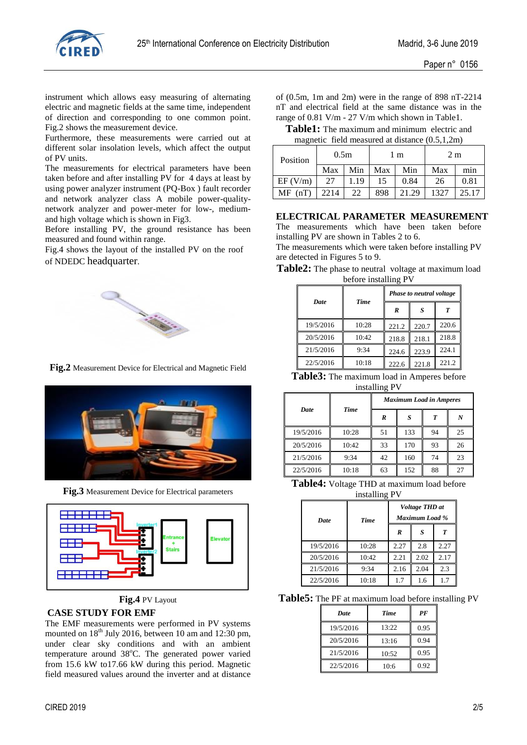instrument which allows easy measuring of alternating electric and magnetic fields at the same time, independent of direction and corresponding to one common point. Fig.2 shows the measurement device.

Furthermore, these measurements were carried out at different solar insolation levels, which affect the output of PV units.

The measurements for electrical parameters have been taken before and after installing PV for 4 days at least by using power analyzer instrument (PQ-Box ) fault recorder and network analyzer class A mobile power-quality-network analyzer and power-meter for low-, medium- and high voltage which is shown in Fig3.

Before installing PV, the ground resistance has been measured and found within range.

Fig.4 shows the layout of the installed PV on the roof of NDEDC headquarter.

**Fig.2** Measurement Device for Electrical and Magnetic Field

**Fig.3** Measurement Device for Electrical parameters

**Fig.4** PV Layout

## CASE STUDY FOR EMF

The EMF measurements were performed in PV systems mounted on 18th July 2016, between 10 am and 12:30 pm, under clear sky conditions and with an ambient temperature around 38°C. The generated power varied from 15.6 kW to17.66 kW during this period. Magnetic field measured values around the inverter and at distance of (0.5m, 1m and 2m) were in the range of 898 nT-2214 nT and electrical field at the same distance was in the range of 0.81 V/m - 27 V/m which shown in Table1.

**Table1:** The maximum and minimum electric and magnetic field measured at distance (0.5,1,2m)

| Position | 0.5m | | 1 m | | 2 m | |
|---|---|---|---|---|---|---|
| | Max | Min | Max | Min | Max | min |
| EF (V/m) | 27 | 1.19 | 15 | 0.84 | 26 | 0.81 |
| MF (nT) | 2214 | 22 | 898 | 21.29 | 1327 | 25.17 |

## ELECTRICAL PARAMETER MEASUREMENT

The measurements which have been taken before installing PV are shown in Tables 2 to 6.

The measurements which were taken before installing PV are detected in Figures 5 to 9.

**Table2:** The phase to neutral voltage at maximum load before installing PV

| *Date* | *Time* | *Phase to neutral voltage* | | |
|---|---|---|---|---|
| | | *R* | *S* | *T* |
| 19/5/2016 | 10:28 | 221.2 | 220.7 | 220.6 |
| 20/5/2016 | 10:42 | 218.8 | 218.1 | 218.8 |
| 21/5/2016 | 9:34 | 224.6 | 223.9 | 224.1 |
| 22/5/2016 | 10:18 | 222.6 | 221.8 | 221.2 |

**Table3:** The maximum load in Amperes before installing PV

| *Date* | *Time* | *Maximum Load in Amperes* | | | |
|---|---|---|---|---|---|
| | | *R* | *S* | *T* | *N* |
| 19/5/2016 | 10:28 | 51 | 133 | 94 | 25 |
| 20/5/2016 | 10:42 | 33 | 170 | 93 | 26 |
| 21/5/2016 | 9:34 | 42 | 160 | 74 | 23 |
| 22/5/2016 | 10:18 | 63 | 152 | 88 | 27 |

**Table4:** Voltage THD at maximum load before installing PV

| *Date* | *Time* | *Voltage THD at Maximum Load %* | | |
|---|---|---|---|---|
| | | *R* | *S* | *T* |
| 19/5/2016 | 10:28 | 2.27 | 2.8 | 2.27 |
| 20/5/2016 | 10:42 | 2.21 | 2.02 | 2.17 |
| 21/5/2016 | 9:34 | 2.16 | 2.04 | 2.3 |
| 22/5/2016 | 10:18 | 1.7 | 1.6 | 1.7 |

**Table5:** The PF at maximum load before installing PV

| *Date* | *Time* | *PF* |
|---|---|---|
| 19/5/2016 | 13:22 | 0.95 |
| 20/5/2016 | 13:16 | 0.94 |
| 21/5/2016 | 10:52 | 0.95 |
| 22/5/2016 | 10:6 | 0.92 |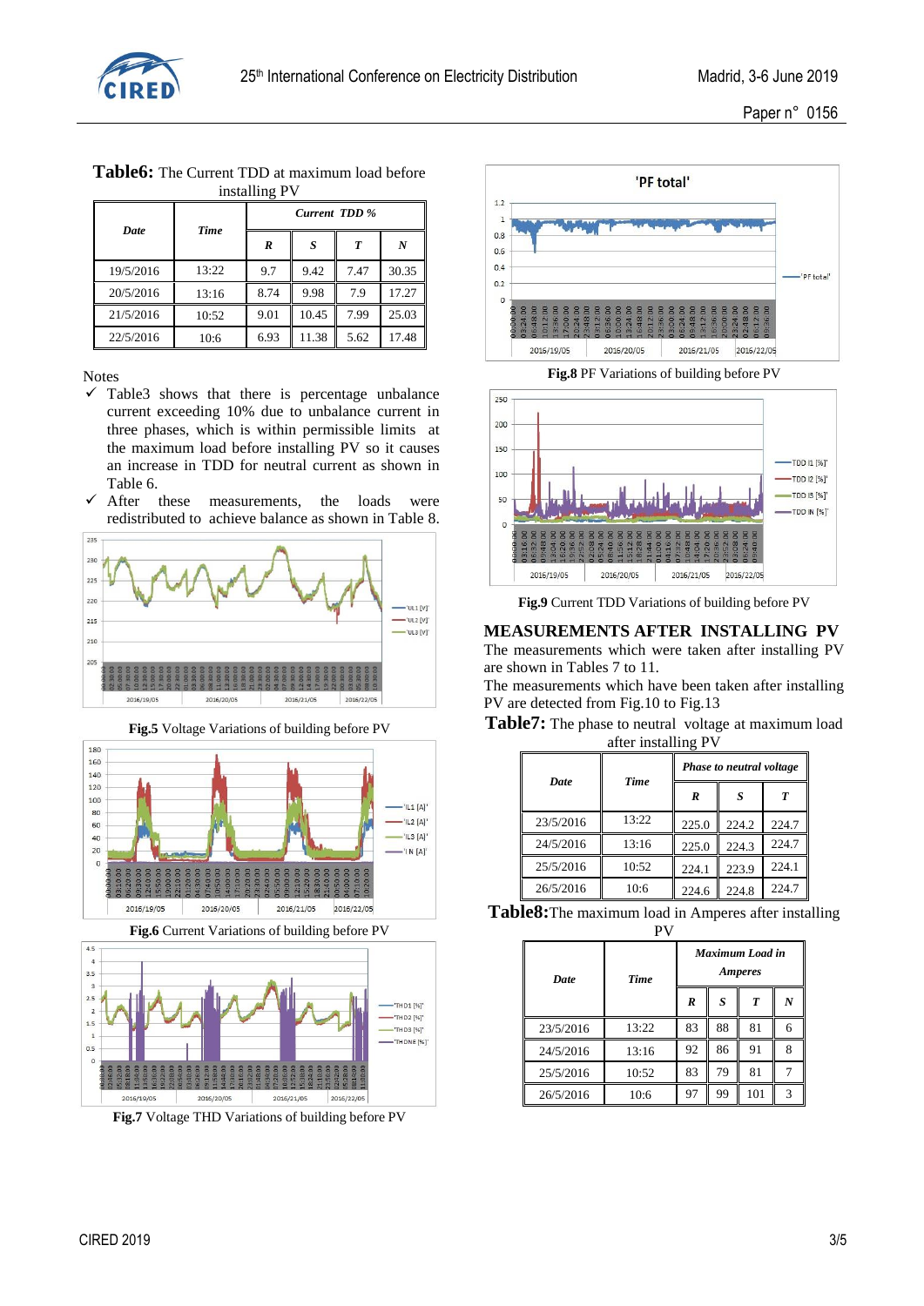**Table6:** The Current TDD at maximum load before installing PV

| Date | Time | Current TDD % | | | |
|---|---|---|---|---|---|
| | | R | S | T | N |
| 19/5/2016 | 13:22 | 9.7 | 9.42 | 7.47 | 30.35 |
| 20/5/2016 | 13:16 | 8.74 | 9.98 | 7.9 | 17.27 |
| 21/5/2016 | 10:52 | 9.01 | 10.45 | 7.99 | 25.03 |
| 22/5/2016 | 10:6 | 6.93 | 11.38 | 5.62 | 17.48 |

Notes

- ✓ Table3 shows that there is percentage unbalance current exceeding 10% due to unbalance current in three phases, which is within permissible limits at the maximum load before installing PV so it causes an increase in TDD for neutral current as shown in Table 6.
- ✓ After these measurements, the loads were redistributed to achieve balance as shown in Table 8.

**Fig.5** Voltage Variations of building before PV

**Fig.6** Current Variations of building before PV

**Fig.7** Voltage THD Variations of building before PV

**Fig.8** PF Variations of building before PV

**Fig.9** Current TDD Variations of building before PV

## MEASUREMENTS AFTER INSTALLING PV

The measurements which were taken after installing PV are shown in Tables 7 to 11.

The measurements which have been taken after installing PV are detected from Fig.10 to Fig.13

**Table7:** The phase to neutral voltage at maximum load after installing PV

| Date | Time | Phase to neutral voltage | | |
|---|---|---|---|---|
| | | R | S | T |
| 23/5/2016 | 13:22 | 225.0 | 224.2 | 224.7 |
| 24/5/2016 | 13:16 | 225.0 | 224.3 | 224.7 |
| 25/5/2016 | 10:52 | 224.1 | 223.9 | 224.1 |
| 26/5/2016 | 10:6 | 224.6 | 224.8 | 224.7 |

**Table8:** The maximum load in Amperes after installing PV

| Date | Time | Maximum Load in Amperes | | | |
|---|---|---|---|---|---|
| | | R | S | T | N |
| 23/5/2016 | 13:22 | 83 | 88 | 81 | 6 |
| 24/5/2016 | 13:16 | 92 | 86 | 91 | 8 |
| 25/5/2016 | 10:52 | 83 | 79 | 81 | 7 |
| 26/5/2016 | 10:6 | 97 | 99 | 101 | 3 |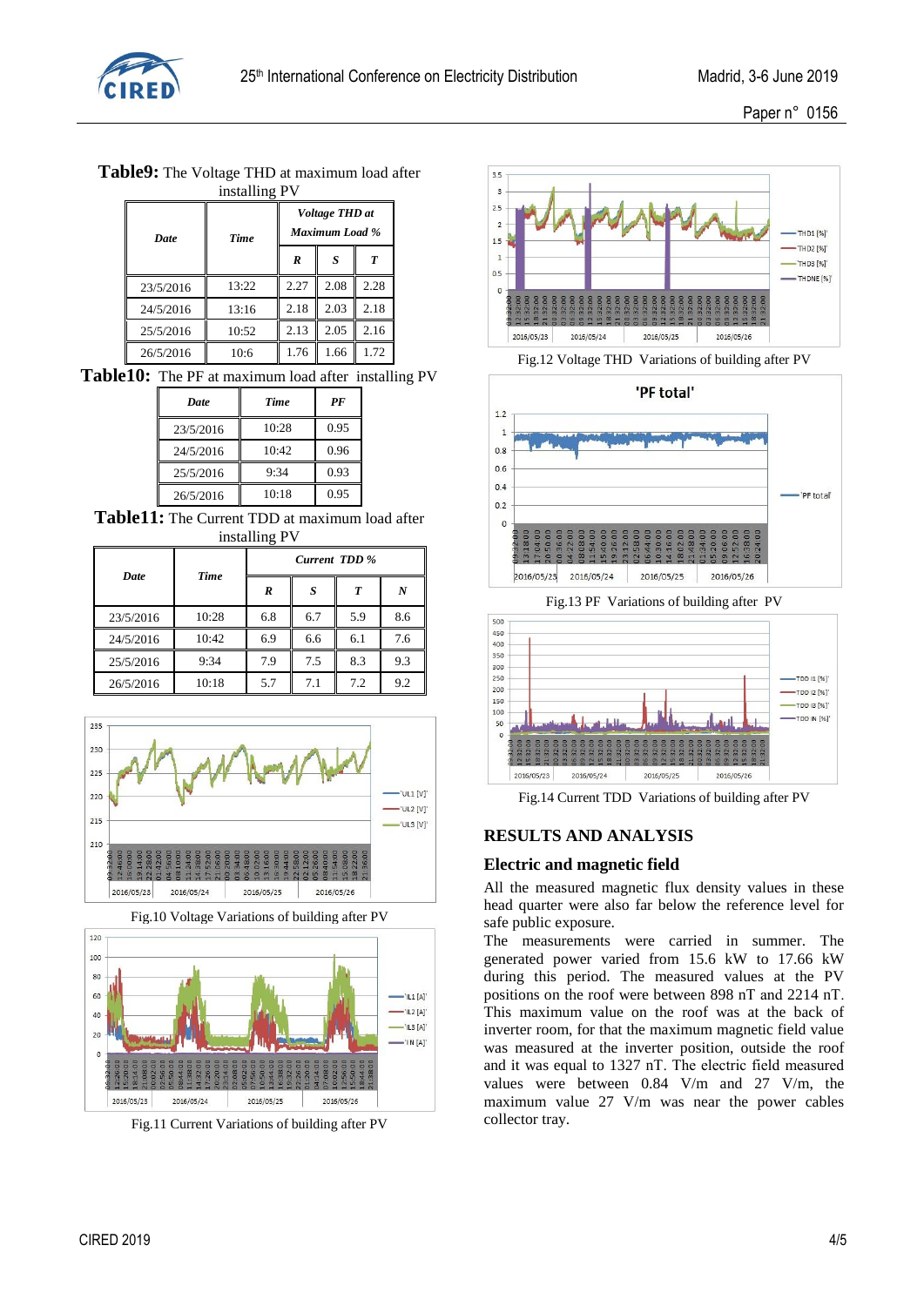**Table9:** The Voltage THD at maximum load after installing PV

| *Date* | *Time* | *Voltage THD at Maximum Load %* | | |
|---|---|---|---|---|
| | | ***R*** | ***S*** | ***T*** |
| 23/5/2016 | 13:22 | 2.27 | 2.08 | 2.28 |
| 24/5/2016 | 13:16 | 2.18 | 2.03 | 2.18 |
| 25/5/2016 | 10:52 | 2.13 | 2.05 | 2.16 |
| 26/5/2016 | 10:6 | 1.76 | 1.66 | 1.72 |

**Table10:** The PF at maximum load after installing PV

| *Date* | *Time* | *PF* |
|---|---|---|
| 23/5/2016 | 10:28 | 0.95 |
| 24/5/2016 | 10:42 | 0.96 |
| 25/5/2016 | 9:34 | 0.93 |
| 26/5/2016 | 10:18 | 0.95 |

**Table11:** The Current TDD at maximum load after installing PV

| *Date* | *Time* | *Current TDD %* | | | |
|---|---|---|---|---|---|
| | | ***R*** | ***S*** | ***T*** | ***N*** |
| 23/5/2016 | 10:28 | 6.8 | 6.7 | 5.9 | 8.6 |
| 24/5/2016 | 10:42 | 6.9 | 6.6 | 6.1 | 7.6 |
| 25/5/2016 | 9:34 | 7.9 | 7.5 | 8.3 | 9.3 |
| 26/5/2016 | 10:18 | 5.7 | 7.1 | 7.2 | 9.2 |

Fig.10 Voltage Variations of building after PV

Fig.11 Current Variations of building after PV

Fig.12 Voltage THD Variations of building after PV

Fig.13 PF Variations of building after PV

Fig.14 Current TDD Variations of building after PV

## RESULTS AND ANALYSIS

### Electric and magnetic field

All the measured magnetic flux density values in these head quarter were also far below the reference level for safe public exposure.

The measurements were carried in summer. The generated power varied from 15.6 kW to 17.66 kW during this period. The measured values at the PV positions on the roof were between 898 nT and 2214 nT. This maximum value on the roof was at the back of inverter room, for that the maximum magnetic field value was measured at the inverter position, outside the roof and it was equal to 1327 nT. The electric field measured values were between 0.84 V/m and 27 V/m, the maximum value 27 V/m was near the power cables collector tray.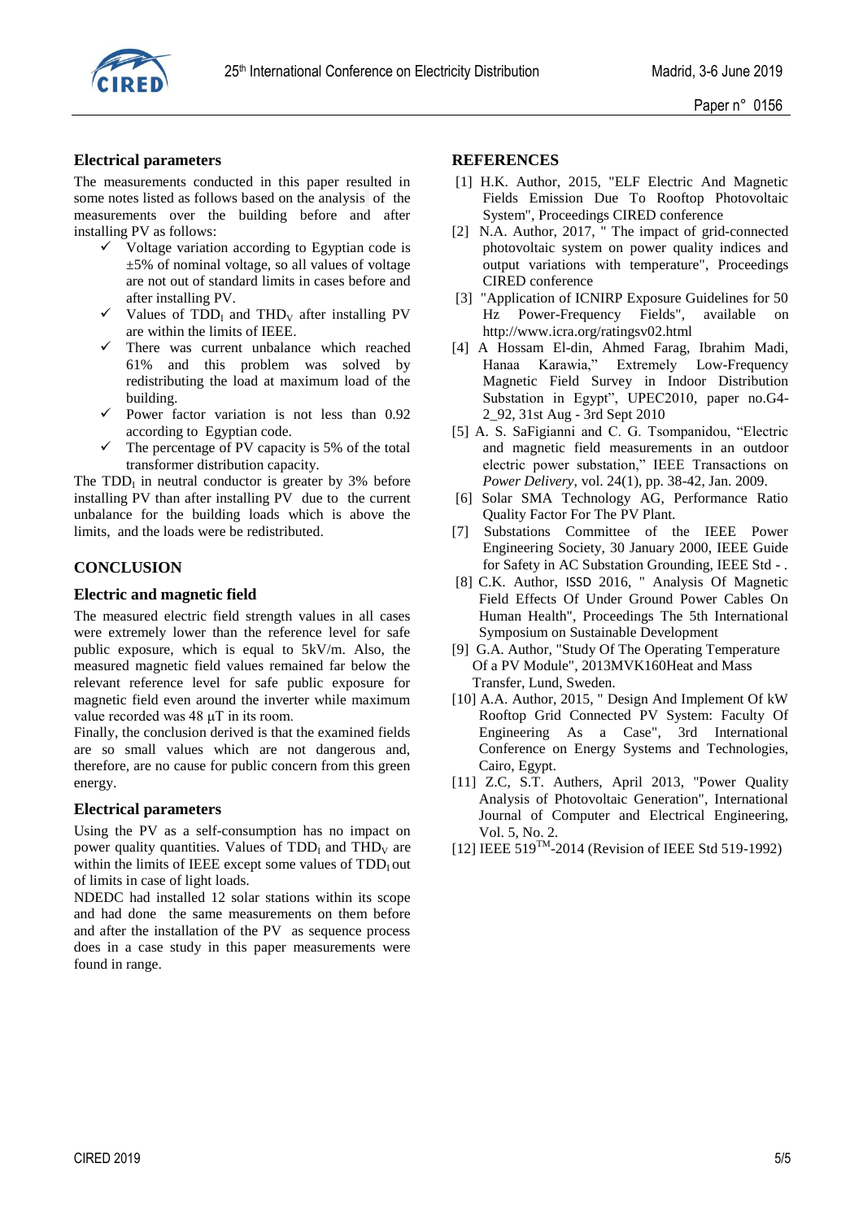### Electrical parameters

The measurements conducted in this paper resulted in some notes listed as follows based on the analysis of the measurements over the building before and after installing PV as follows:

- ✓ Voltage variation according to Egyptian code is ±5% of nominal voltage, so all values of voltage are not out of standard limits in cases before and after installing PV.
- ✓ Values of $TDD_I$ and $THD_V$ after installing PV are within the limits of IEEE.
- ✓ There was current unbalance which reached 61% and this problem was solved by redistributing the load at maximum load of the building.
- ✓ Power factor variation is not less than 0.92 according to Egyptian code.
- ✓ The percentage of PV capacity is 5% of the total transformer distribution capacity.

The $TDD_I$ in neutral conductor is greater by 3% before installing PV than after installing PV due to the current unbalance for the building loads which is above the limits, and the loads were be redistributed.

## CONCLUSION

### Electric and magnetic field

The measured electric field strength values in all cases were extremely lower than the reference level for safe public exposure, which is equal to 5kV/m. Also, the measured magnetic field values remained far below the relevant reference level for safe public exposure for magnetic field even around the inverter while maximum value recorded was 48 µT in its room.

Finally, the conclusion derived is that the examined fields are so small values which are not dangerous and, therefore, are no cause for public concern from this green energy.

### Electrical parameters

Using the PV as a self-consumption has no impact on power quality quantities. Values of $TDD_I$ and $THD_V$ are within the limits of IEEE except some values of $TDD_I$ out of limits in case of light loads.

NDEDC had installed 12 solar stations within its scope and had done the same measurements on them before and after the installation of the PV as sequence process does in a case study in this paper measurements were found in range.

## REFERENCES

[1] H.K. Author, 2015, "ELF Electric And Magnetic Fields Emission Due To Rooftop Photovoltaic System", Proceedings CIRED conference

[2] N.A. Author, 2017, " The impact of grid-connected photovoltaic system on power quality indices and output variations with temperature", Proceedings CIRED conference

[3] "Application of ICNIRP Exposure Guidelines for 50 Hz Power-Frequency Fields", available on http://www.icra.org/ratingsv02.html

[4] A Hossam El-din, Ahmed Farag, Ibrahim Madi, Hanaa Karawia," Extremely Low-Frequency Magnetic Field Survey in Indoor Distribution Substation in Egypt", UPEC2010, paper no.G4-2_92, 31st Aug - 3rd Sept 2010

[5] A. S. SaFigianni and C. G. Tsompanidou, "Electric and magnetic field measurements in an outdoor electric power substation," IEEE Transactions on *Power Delivery*, vol. 24(1), pp. 38-42, Jan. 2009.

[6] Solar SMA Technology AG, Performance Ratio Quality Factor For The PV Plant.

[7] Substations Committee of the IEEE Power Engineering Society, 30 January 2000, IEEE Guide for Safety in AC Substation Grounding, IEEE Std - .

[8] C.K. Author, ISSD 2016, " Analysis Of Magnetic Field Effects Of Under Ground Power Cables On Human Health", Proceedings The 5th International Symposium on Sustainable Development

[9] G.A. Author, "Study Of The Operating Temperature Of a PV Module", 2013MVK160Heat and Mass Transfer, Lund, Sweden.

[10] A.A. Author, 2015, " Design And Implement Of kW Rooftop Grid Connected PV System: Faculty Of Engineering As a Case", 3rd International Conference on Energy Systems and Technologies, Cairo, Egypt.

[11] Z.C, S.T. Authers, April 2013, "Power Quality Analysis of Photovoltaic Generation", International Journal of Computer and Electrical Engineering, Vol. 5, No. 2.

[12] IEEE 519™-2014 (Revision of IEEE Std 519-1992)